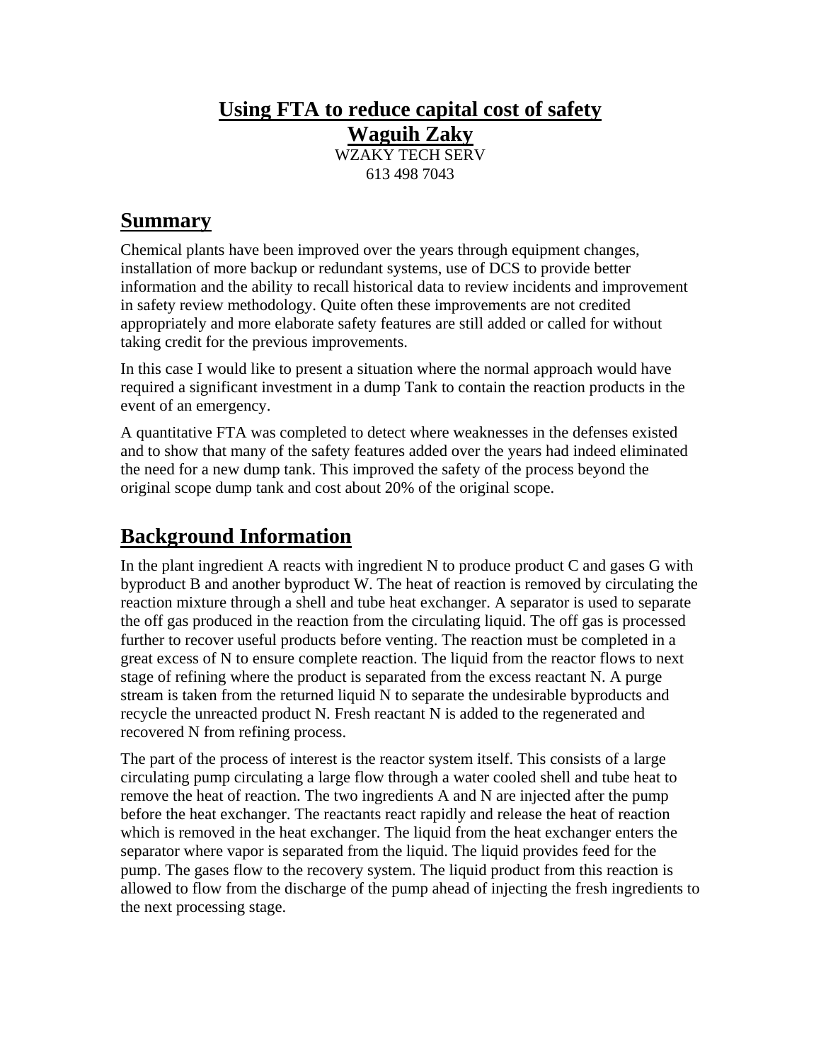# Using FTA to reduce capital cost of safety

## Waguih Zaky

WZAKY TECH SERV

613 498 7043

## Summary

Chemical plants have been improved over the years through equipment changes, installation of more backup or redundant systems, use of DCS to provide better information and the ability to recall historical data to review incidents and improvement in safety review methodology. Quite often these improvements are not credited appropriately and more elaborate safety features are still added or called for without taking credit for the previous improvements.

In this case I would like to present a situation where the normal approach would have required a significant investment in a dump Tank to contain the reaction products in the event of an emergency.

A quantitative FTA was completed to detect where weaknesses in the defenses existed and to show that many of the safety features added over the years had indeed eliminated the need for a new dump tank. This improved the safety of the process beyond the original scope dump tank and cost about 20% of the original scope.

## Background Information

In the plant ingredient A reacts with ingredient N to produce product C and gases G with byproduct B and another byproduct W. The heat of reaction is removed by circulating the reaction mixture through a shell and tube heat exchanger. A separator is used to separate the off gas produced in the reaction from the circulating liquid. The off gas is processed further to recover useful products before venting. The reaction must be completed in a great excess of N to ensure complete reaction. The liquid from the reactor flows to next stage of refining where the product is separated from the excess reactant N. A purge stream is taken from the returned liquid N to separate the undesirable byproducts and recycle the unreacted product N. Fresh reactant N is added to the regenerated and recovered N from refining process.

The part of the process of interest is the reactor system itself. This consists of a large circulating pump circulating a large flow through a water cooled shell and tube heat to remove the heat of reaction. The two ingredients A and N are injected after the pump before the heat exchanger. The reactants react rapidly and release the heat of reaction which is removed in the heat exchanger. The liquid from the heat exchanger enters the separator where vapor is separated from the liquid. The liquid provides feed for the pump. The gases flow to the recovery system. The liquid product from this reaction is allowed to flow from the discharge of the pump ahead of injecting the fresh ingredients to the next processing stage.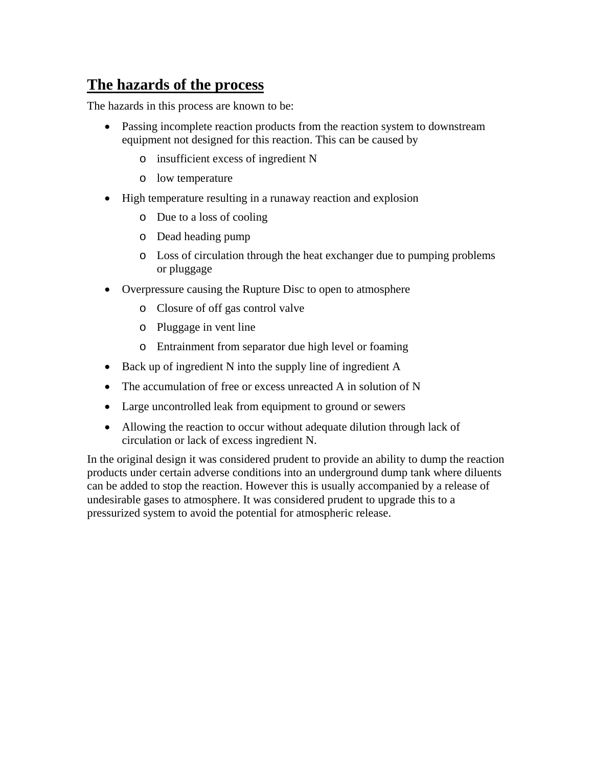## The hazards of the process

The hazards in this process are known to be:

- Passing incomplete reaction products from the reaction system to downstream equipment not designed for this reaction. This can be caused by
    - insufficient excess of ingredient N
    - low temperature
- High temperature resulting in a runaway reaction and explosion
    - Due to a loss of cooling
    - Dead heading pump
    - Loss of circulation through the heat exchanger due to pumping problems or pluggage
- Overpressure causing the Rupture Disc to open to atmosphere
    - Closure of off gas control valve
    - Pluggage in vent line
    - Entrainment from separator due high level or foaming
- Back up of ingredient N into the supply line of ingredient A
- The accumulation of free or excess unreacted A in solution of N
- Large uncontrolled leak from equipment to ground or sewers
- Allowing the reaction to occur without adequate dilution through lack of circulation or lack of excess ingredient N.

In the original design it was considered prudent to provide an ability to dump the reaction products under certain adverse conditions into an underground dump tank where diluents can be added to stop the reaction. However this is usually accompanied by a release of undesirable gases to atmosphere. It was considered prudent to upgrade this to a pressurized system to avoid the potential for atmospheric release.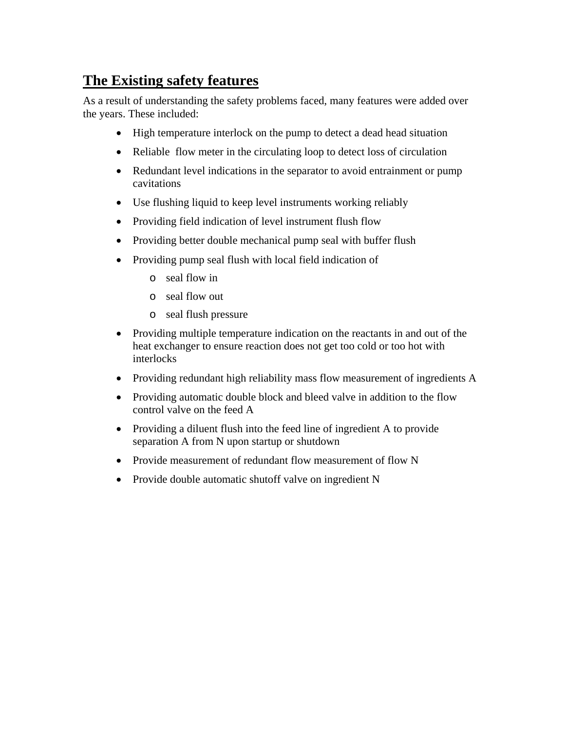## The Existing safety features

As a result of understanding the safety problems faced, many features were added over the years. These included:

- High temperature interlock on the pump to detect a dead head situation
- Reliable flow meter in the circulating loop to detect loss of circulation
- Redundant level indications in the separator to avoid entrainment or pump cavitations
- Use flushing liquid to keep level instruments working reliably
- Providing field indication of level instrument flush flow
- Providing better double mechanical pump seal with buffer flush
- Providing pump seal flush with local field indication of
  - seal flow in
  - seal flow out
  - seal flush pressure
- Providing multiple temperature indication on the reactants in and out of the heat exchanger to ensure reaction does not get too cold or too hot with interlocks
- Providing redundant high reliability mass flow measurement of ingredients A
- Providing automatic double block and bleed valve in addition to the flow control valve on the feed A
- Providing a diluent flush into the feed line of ingredient A to provide separation A from N upon startup or shutdown
- Provide measurement of redundant flow measurement of flow N
- Provide double automatic shutoff valve on ingredient N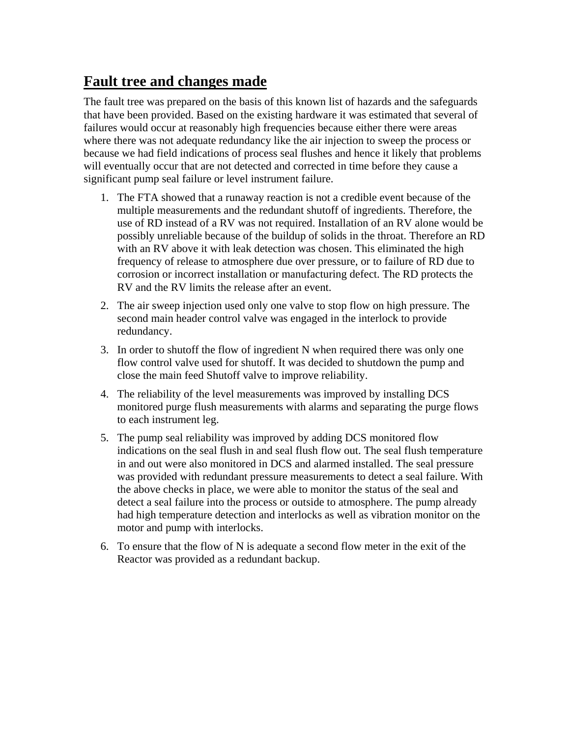## **Fault tree and changes made**

The fault tree was prepared on the basis of this known list of hazards and the safeguards that have been provided. Based on the existing hardware it was estimated that several of failures would occur at reasonably high frequencies because either there were areas where there was not adequate redundancy like the air injection to sweep the process or because we had field indications of process seal flushes and hence it likely that problems will eventually occur that are not detected and corrected in time before they cause a significant pump seal failure or level instrument failure.

1. The FTA showed that a runaway reaction is not a credible event because of the multiple measurements and the redundant shutoff of ingredients. Therefore, the use of RD instead of a RV was not required. Installation of an RV alone would be possibly unreliable because of the buildup of solids in the throat. Therefore an RD with an RV above it with leak detection was chosen. This eliminated the high frequency of release to atmosphere due over pressure, or to failure of RD due to corrosion or incorrect installation or manufacturing defect. The RD protects the RV and the RV limits the release after an event.
2. The air sweep injection used only one valve to stop flow on high pressure. The second main header control valve was engaged in the interlock to provide redundancy.
3. In order to shutoff the flow of ingredient N when required there was only one flow control valve used for shutoff. It was decided to shutdown the pump and close the main feed Shutoff valve to improve reliability.
4. The reliability of the level measurements was improved by installing DCS monitored purge flush measurements with alarms and separating the purge flows to each instrument leg.
5. The pump seal reliability was improved by adding DCS monitored flow indications on the seal flush in and seal flush flow out. The seal flush temperature in and out were also monitored in DCS and alarmed installed. The seal pressure was provided with redundant pressure measurements to detect a seal failure. With the above checks in place, we were able to monitor the status of the seal and detect a seal failure into the process or outside to atmosphere. The pump already had high temperature detection and interlocks as well as vibration monitor on the motor and pump with interlocks.
6. To ensure that the flow of N is adequate a second flow meter in the exit of the Reactor was provided as a redundant backup.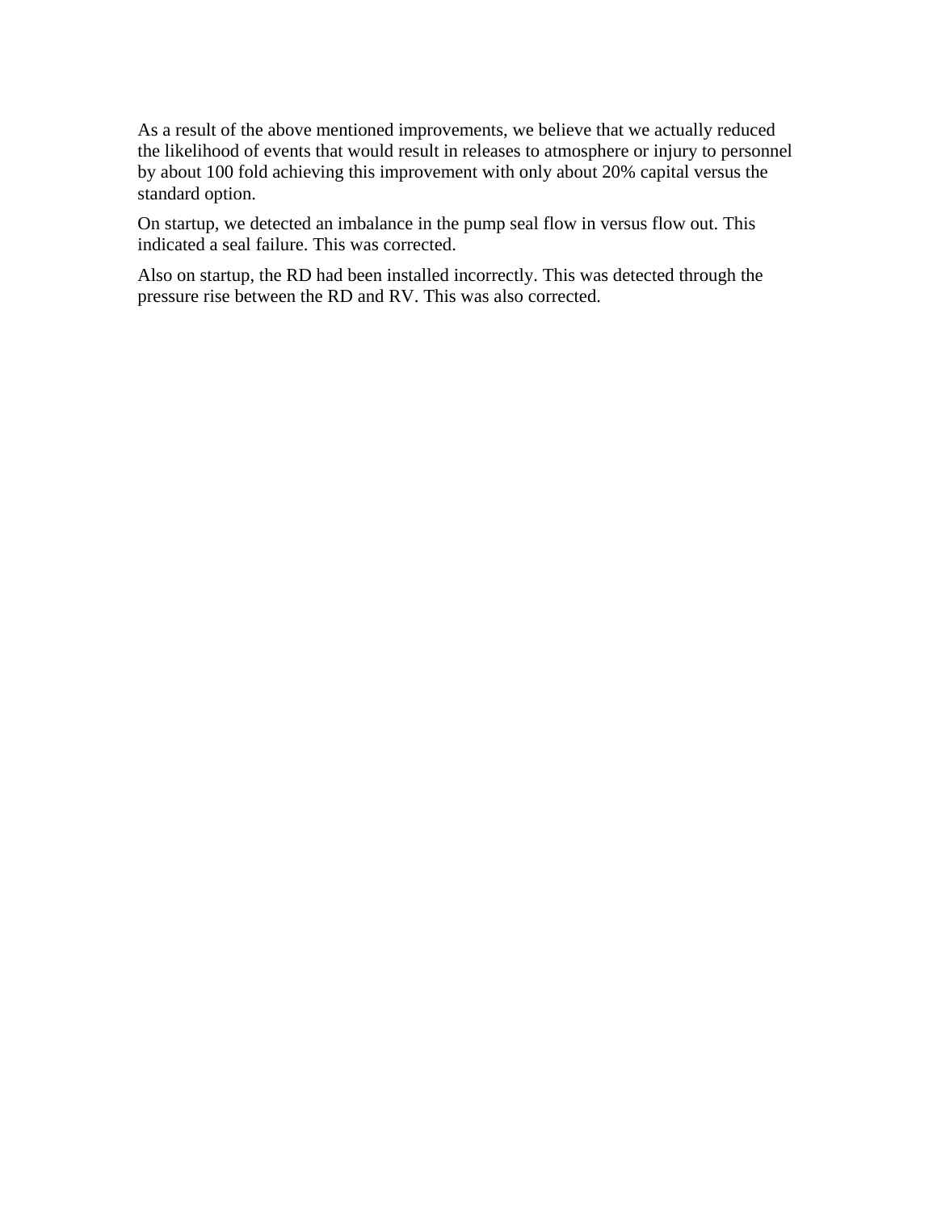As a result of the above mentioned improvements, we believe that we actually reduced the likelihood of events that would result in releases to atmosphere or injury to personnel by about 100 fold achieving this improvement with only about 20% capital versus the standard option.

On startup, we detected an imbalance in the pump seal flow in versus flow out. This indicated a seal failure. This was corrected.

Also on startup, the RD had been installed incorrectly. This was detected through the pressure rise between the RD and RV. This was also corrected.